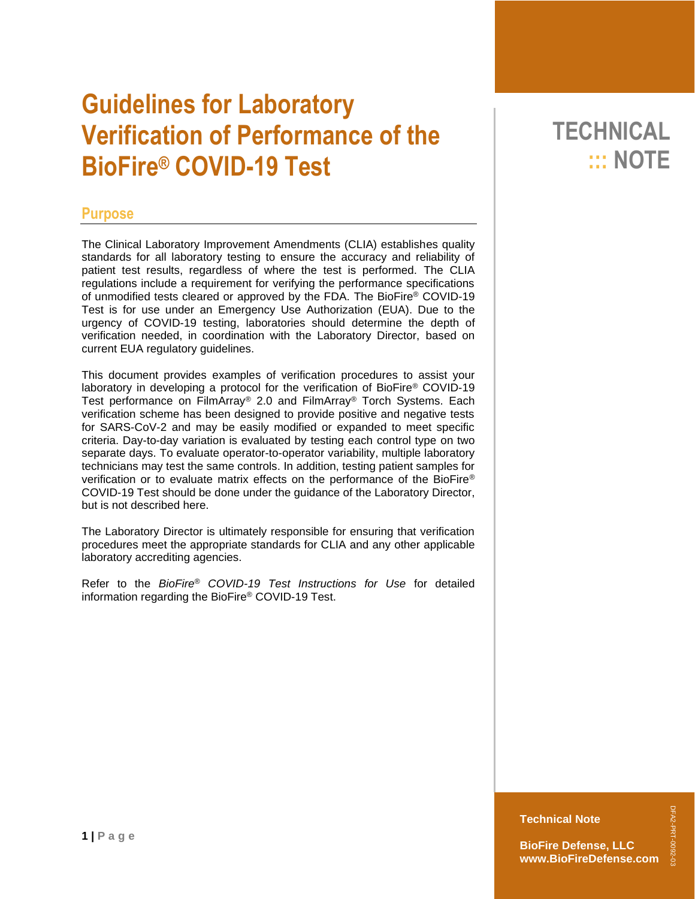# Guidelines for Laboratory Verification of Performance of the BioFire® COVID-19 Test

TECHNICAL ::: NOTE

## Purpose

The Clinical Laboratory Improvement Amendments (CLIA) establishes quality standards for all laboratory testing to ensure the accuracy and reliability of patient test results, regardless of where the test is performed. The CLIA regulations include a requirement for verifying the performance specifications of unmodified tests cleared or approved by the FDA. The BioFire® COVID-19 Test is for use under an Emergency Use Authorization (EUA). Due to the urgency of COVID-19 testing, laboratories should determine the depth of verification needed, in coordination with the Laboratory Director, based on current EUA regulatory guidelines.

This document provides examples of verification procedures to assist your laboratory in developing a protocol for the verification of BioFire® COVID-19 Test performance on FilmArray® 2.0 and FilmArray® Torch Systems. Each verification scheme has been designed to provide positive and negative tests for SARS-CoV-2 and may be easily modified or expanded to meet specific criteria. Day-to-day variation is evaluated by testing each control type on two separate days. To evaluate operator-to-operator variability, multiple laboratory technicians may test the same controls. In addition, testing patient samples for verification or to evaluate matrix effects on the performance of the BioFire® COVID-19 Test should be done under the guidance of the Laboratory Director, but is not described here.

The Laboratory Director is ultimately responsible for ensuring that verification procedures meet the appropriate standards for CLIA and any other applicable laboratory accrediting agencies.

Refer to the *BioFire® COVID-19 Test Instructions for Use* for detailed information regarding the BioFire® COVID-19 Test.

**Technical Note**

**BioFire Defense, LLC**
**www.BioFireDefense.com**

DFA2-PRT-0092-03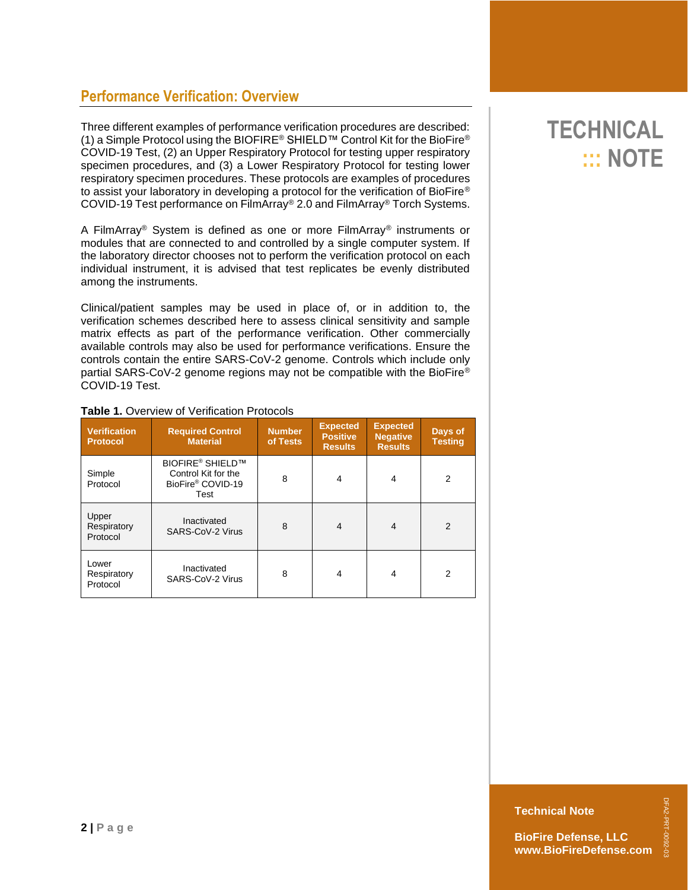## Performance Verification: Overview

Three different examples of performance verification procedures are described: (1) a Simple Protocol using the BIOFIRE® SHIELD™ Control Kit for the BioFire® COVID-19 Test, (2) an Upper Respiratory Protocol for testing upper respiratory specimen procedures, and (3) a Lower Respiratory Protocol for testing lower respiratory specimen procedures. These protocols are examples of procedures to assist your laboratory in developing a protocol for the verification of BioFire® COVID-19 Test performance on FilmArray® 2.0 and FilmArray® Torch Systems.

A FilmArray® System is defined as one or more FilmArray® instruments or modules that are connected to and controlled by a single computer system. If the laboratory director chooses not to perform the verification protocol on each individual instrument, it is advised that test replicates be evenly distributed among the instruments.

Clinical/patient samples may be used in place of, or in addition to, the verification schemes described here to assess clinical sensitivity and sample matrix effects as part of the performance verification. Other commercially available controls may also be used for performance verifications. Ensure the controls contain the entire SARS-CoV-2 genome. Controls which include only partial SARS-CoV-2 genome regions may not be compatible with the BioFire® COVID-19 Test.

**Table 1.** Overview of Verification Protocols

| Verification Protocol | Required Control Material | Number of Tests | Expected Positive Results | Expected Negative Results | Days of Testing |
|---|---|---|---|---|---|
| Simple Protocol | BIOFIRE® SHIELD™ Control Kit for the BioFire® COVID-19 Test | 8 | 4 | 4 | 2 |
| Upper Respiratory Protocol | Inactivated SARS-CoV-2 Virus | 8 | 4 | 4 | 2 |
| Lower Respiratory Protocol | Inactivated SARS-CoV-2 Virus | 8 | 4 | 4 | 2 |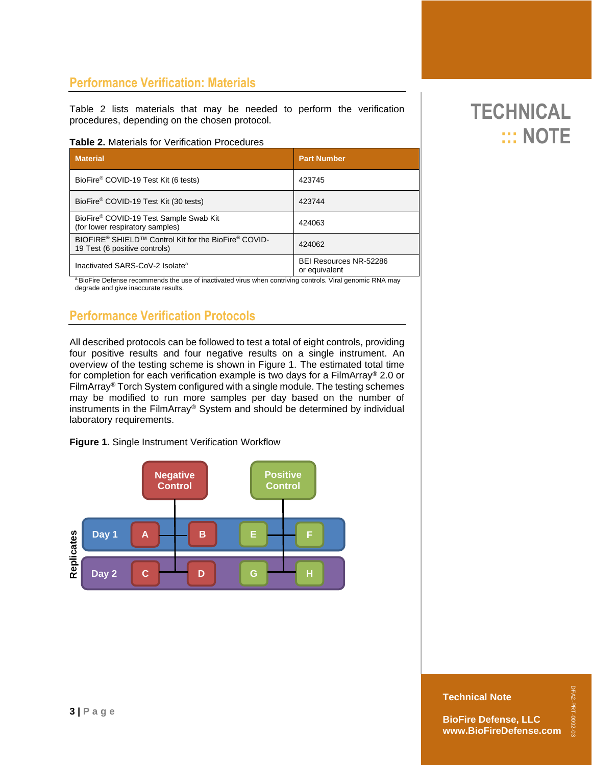## Performance Verification: Materials

Table 2 lists materials that may be needed to perform the verification procedures, depending on the chosen protocol.

**Table 2.** Materials for Verification Procedures

| Material | Part Number |
|---|---|
| BioFire® COVID-19 Test Kit (6 tests) | 423745 |
| BioFire® COVID-19 Test Kit (30 tests) | 423744 |
| BioFire® COVID-19 Test Sample Swab Kit (for lower respiratory samples) | 424063 |
| BIOFIRE® SHIELD™ Control Kit for the BioFire® COVID-19 Test (6 positive controls) | 424062 |
| Inactivated SARS-CoV-2 Isolate[a] | BEI Resources NR-52286 or equivalent |

[a] BioFire Defense recommends the use of inactivated virus when contriving controls. Viral genomic RNA may degrade and give inaccurate results.

## Performance Verification Protocols

All described protocols can be followed to test a total of eight controls, providing four positive results and four negative results on a single instrument. An overview of the testing scheme is shown in Figure 1. The estimated total time for completion for each verification example is two days for a FilmArray® 2.0 or FilmArray® Torch System configured with a single module. The testing schemes may be modified to run more samples per day based on the number of instruments in the FilmArray® System and should be determined by individual laboratory requirements.

**Figure 1.** Single Instrument Verification Workflow

| Replicates | Negative Control | | Positive Control | |
|---|---|---|---|---|
| Day 1 | A | B | E | F |
| Day 2 | C | D | G | H |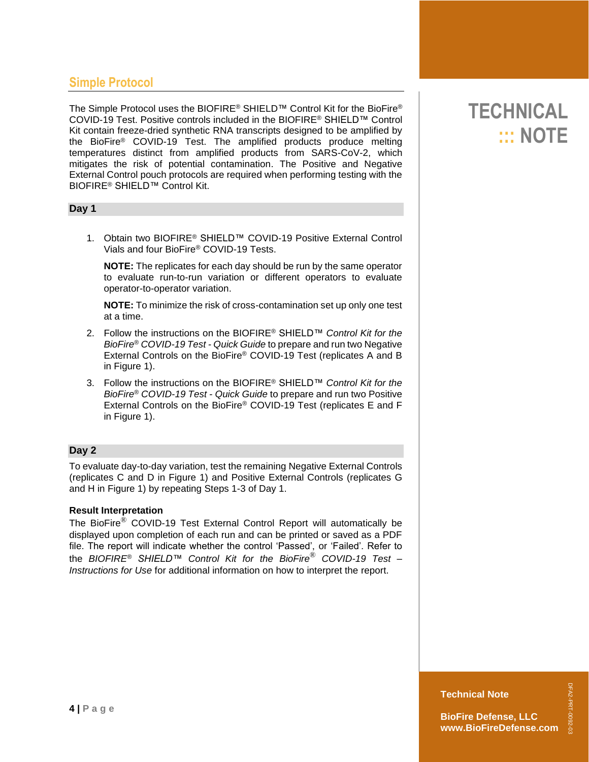## Simple Protocol

The Simple Protocol uses the BIOFIRE® SHIELD™ Control Kit for the BioFire® COVID-19 Test. Positive controls included in the BIOFIRE® SHIELD™ Control Kit contain freeze-dried synthetic RNA transcripts designed to be amplified by the BioFire® COVID-19 Test. The amplified products produce melting temperatures distinct from amplified products from SARS-CoV-2, which mitigates the risk of potential contamination. The Positive and Negative External Control pouch protocols are required when performing testing with the BIOFIRE® SHIELD™ Control Kit.

### Day 1

1. Obtain two BIOFIRE® SHIELD™ COVID-19 Positive External Control Vials and four BioFire® COVID-19 Tests.

   **NOTE:** The replicates for each day should be run by the same operator to evaluate run-to-run variation or different operators to evaluate operator-to-operator variation.

   **NOTE:** To minimize the risk of cross-contamination set up only one test at a time.

2. Follow the instructions on the BIOFIRE® SHIELD™ *Control Kit for the BioFire® COVID-19 Test - Quick Guide* to prepare and run two Negative External Controls on the BioFire® COVID-19 Test (replicates A and B in Figure 1).

3. Follow the instructions on the BIOFIRE® SHIELD™ *Control Kit for the BioFire® COVID-19 Test - Quick Guide* to prepare and run two Positive External Controls on the BioFire® COVID-19 Test (replicates E and F in Figure 1).

### Day 2

To evaluate day-to-day variation, test the remaining Negative External Controls (replicates C and D in Figure 1) and Positive External Controls (replicates G and H in Figure 1) by repeating Steps 1-3 of Day 1.

**Result Interpretation**

The BioFire® COVID-19 Test External Control Report will automatically be displayed upon completion of each run and can be printed or saved as a PDF file. The report will indicate whether the control 'Passed', or 'Failed'. Refer to the *BIOFIRE® SHIELD™ Control Kit for the BioFire® COVID-19 Test – Instructions for Use* for additional information on how to interpret the report.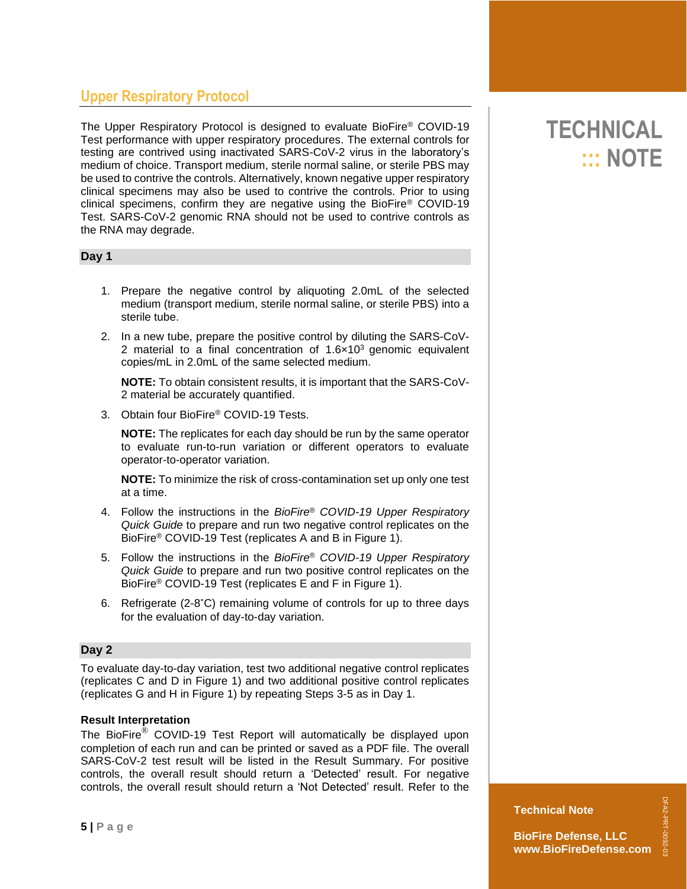## Upper Respiratory Protocol

The Upper Respiratory Protocol is designed to evaluate BioFire® COVID-19 Test performance with upper respiratory procedures. The external controls for testing are contrived using inactivated SARS-CoV-2 virus in the laboratory's medium of choice. Transport medium, sterile normal saline, or sterile PBS may be used to contrive the controls. Alternatively, known negative upper respiratory clinical specimens may also be used to contrive the controls. Prior to using clinical specimens, confirm they are negative using the BioFire® COVID-19 Test. SARS-CoV-2 genomic RNA should not be used to contrive controls as the RNA may degrade.

### Day 1

1. Prepare the negative control by aliquoting 2.0mL of the selected medium (transport medium, sterile normal saline, or sterile PBS) into a sterile tube.
2. In a new tube, prepare the positive control by diluting the SARS-CoV-2 material to a final concentration of $1.6 \times 10^3$ genomic equivalent copies/mL in 2.0mL of the same selected medium.

   **NOTE:** To obtain consistent results, it is important that the SARS-CoV-2 material be accurately quantified.
3. Obtain four BioFire® COVID-19 Tests.

   **NOTE:** The replicates for each day should be run by the same operator to evaluate run-to-run variation or different operators to evaluate operator-to-operator variation.

   **NOTE:** To minimize the risk of cross-contamination set up only one test at a time.
4. Follow the instructions in the *BioFire® COVID-19 Upper Respiratory Quick Guide* to prepare and run two negative control replicates on the BioFire® COVID-19 Test (replicates A and B in Figure 1).
5. Follow the instructions in the *BioFire® COVID-19 Upper Respiratory Quick Guide* to prepare and run two positive control replicates on the BioFire® COVID-19 Test (replicates E and F in Figure 1).
6. Refrigerate (2-8˚C) remaining volume of controls for up to three days for the evaluation of day-to-day variation.

### Day 2

To evaluate day-to-day variation, test two additional negative control replicates (replicates C and D in Figure 1) and two additional positive control replicates (replicates G and H in Figure 1) by repeating Steps 3-5 as in Day 1.

**Result Interpretation**

The BioFire® COVID-19 Test Report will automatically be displayed upon completion of each run and can be printed or saved as a PDF file. The overall SARS-CoV-2 test result will be listed in the Result Summary. For positive controls, the overall result should return a 'Detected' result. For negative controls, the overall result should return a 'Not Detected' result. Refer to the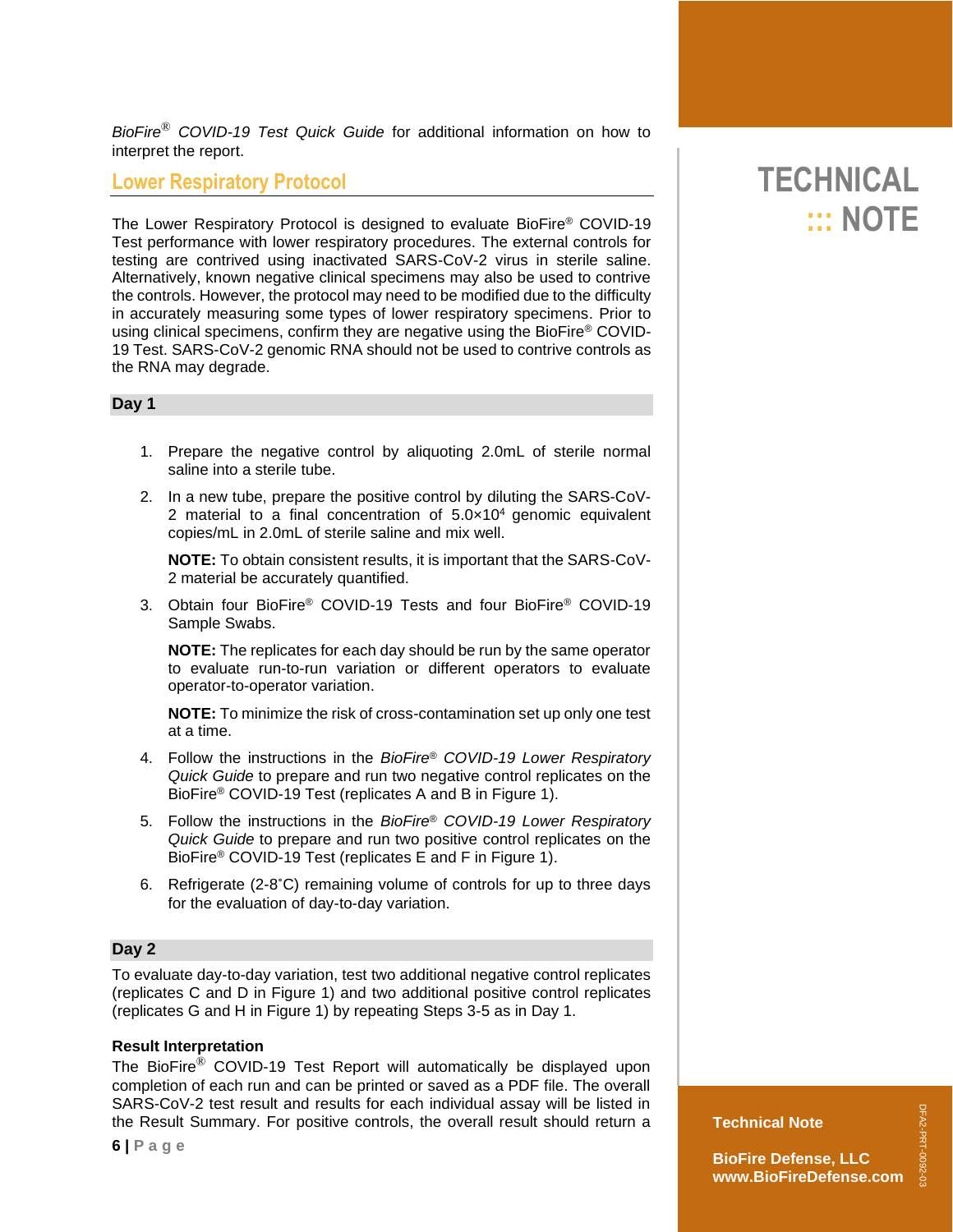*BioFire® COVID-19 Test Quick Guide* for additional information on how to interpret the report.

## Lower Respiratory Protocol

The Lower Respiratory Protocol is designed to evaluate BioFire® COVID-19 Test performance with lower respiratory procedures. The external controls for testing are contrived using inactivated SARS-CoV-2 virus in sterile saline. Alternatively, known negative clinical specimens may also be used to contrive the controls. However, the protocol may need to be modified due to the difficulty in accurately measuring some types of lower respiratory specimens. Prior to using clinical specimens, confirm they are negative using the BioFire® COVID-19 Test. SARS-CoV-2 genomic RNA should not be used to contrive controls as the RNA may degrade.

### Day 1

1. Prepare the negative control by aliquoting 2.0mL of sterile normal saline into a sterile tube.
2. In a new tube, prepare the positive control by diluting the SARS-CoV-2 material to a final concentration of $5.0\times10^4$ genomic equivalent copies/mL in 2.0mL of sterile saline and mix well.

   **NOTE:** To obtain consistent results, it is important that the SARS-CoV-2 material be accurately quantified.

3. Obtain four BioFire® COVID-19 Tests and four BioFire® COVID-19 Sample Swabs.

   **NOTE:** The replicates for each day should be run by the same operator to evaluate run-to-run variation or different operators to evaluate operator-to-operator variation.

   **NOTE:** To minimize the risk of cross-contamination set up only one test at a time.

4. Follow the instructions in the *BioFire® COVID-19 Lower Respiratory Quick Guide* to prepare and run two negative control replicates on the BioFire® COVID-19 Test (replicates A and B in Figure 1).
5. Follow the instructions in the *BioFire® COVID-19 Lower Respiratory Quick Guide* to prepare and run two positive control replicates on the BioFire® COVID-19 Test (replicates E and F in Figure 1).
6. Refrigerate (2-8˚C) remaining volume of controls for up to three days for the evaluation of day-to-day variation.

### Day 2

To evaluate day-to-day variation, test two additional negative control replicates (replicates C and D in Figure 1) and two additional positive control replicates (replicates G and H in Figure 1) by repeating Steps 3-5 as in Day 1.

#### Result Interpretation

The BioFire® COVID-19 Test Report will automatically be displayed upon completion of each run and can be printed or saved as a PDF file. The overall SARS-CoV-2 test result and results for each individual assay will be listed in the Result Summary. For positive controls, the overall result should return a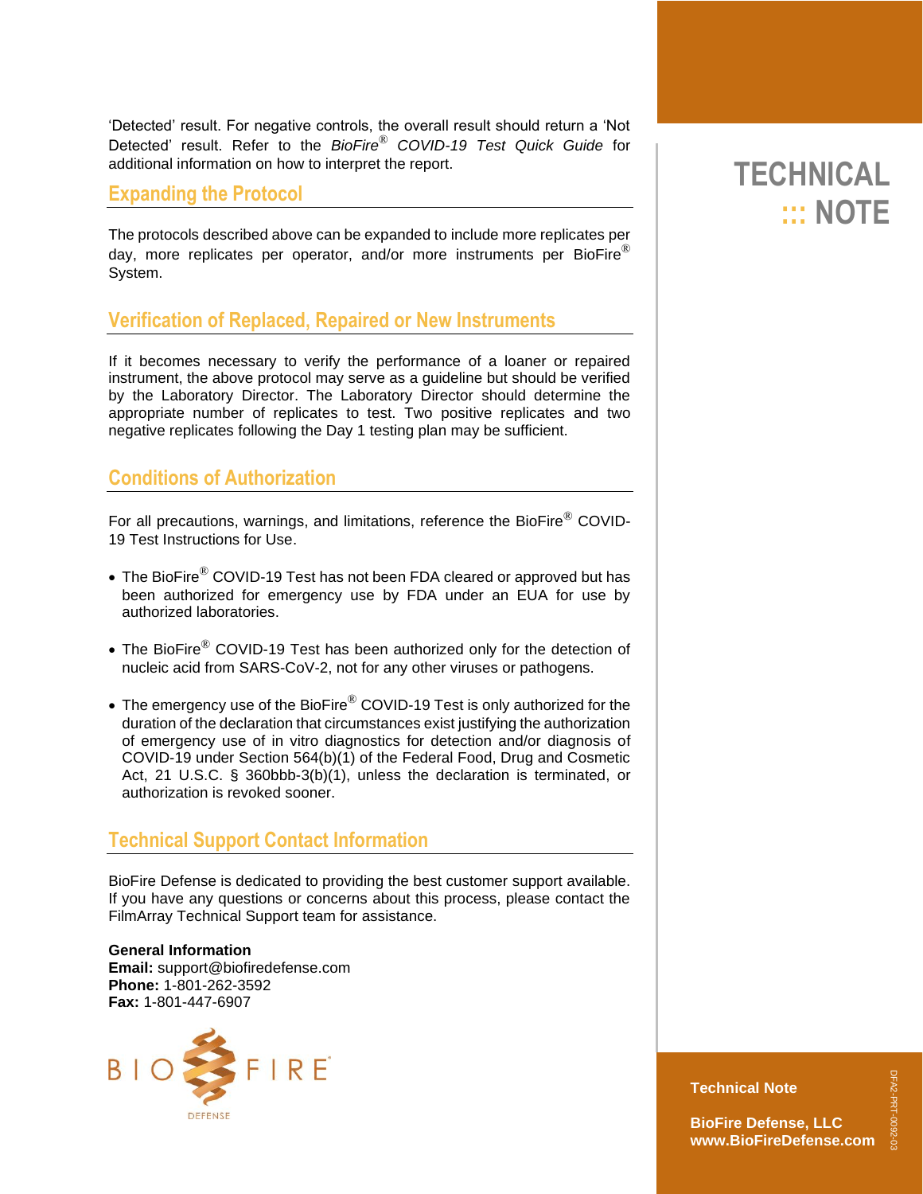'Detected' result. For negative controls, the overall result should return a 'Not Detected' result. Refer to the *BioFire® COVID-19 Test Quick Guide* for additional information on how to interpret the report.

## Expanding the Protocol

The protocols described above can be expanded to include more replicates per day, more replicates per operator, and/or more instruments per BioFire® System.

## Verification of Replaced, Repaired or New Instruments

If it becomes necessary to verify the performance of a loaner or repaired instrument, the above protocol may serve as a guideline but should be verified by the Laboratory Director. The Laboratory Director should determine the appropriate number of replicates to test. Two positive replicates and two negative replicates following the Day 1 testing plan may be sufficient.

## Conditions of Authorization

For all precautions, warnings, and limitations, reference the BioFire® COVID-19 Test Instructions for Use.

- The BioFire® COVID-19 Test has not been FDA cleared or approved but has been authorized for emergency use by FDA under an EUA for use by authorized laboratories.
- The BioFire® COVID-19 Test has been authorized only for the detection of nucleic acid from SARS-CoV-2, not for any other viruses or pathogens.
- The emergency use of the BioFire® COVID-19 Test is only authorized for the duration of the declaration that circumstances exist justifying the authorization of emergency use of in vitro diagnostics for detection and/or diagnosis of COVID-19 under Section 564(b)(1) of the Federal Food, Drug and Cosmetic Act, 21 U.S.C. § 360bbb-3(b)(1), unless the declaration is terminated, or authorization is revoked sooner.

## Technical Support Contact Information

BioFire Defense is dedicated to providing the best customer support available. If you have any questions or concerns about this process, please contact the FilmArray Technical Support team for assistance.

**General Information**
**Email:** support@biofiredefense.com
**Phone:** 1-801-262-3592
**Fax:** 1-801-447-6907

BIO FIRE
DEFENSE

# TECHNICAL ::: NOTE

**Technical Note**

**BioFire Defense, LLC**
**www.BioFireDefense.com**

DFA2-PRT-0092-03